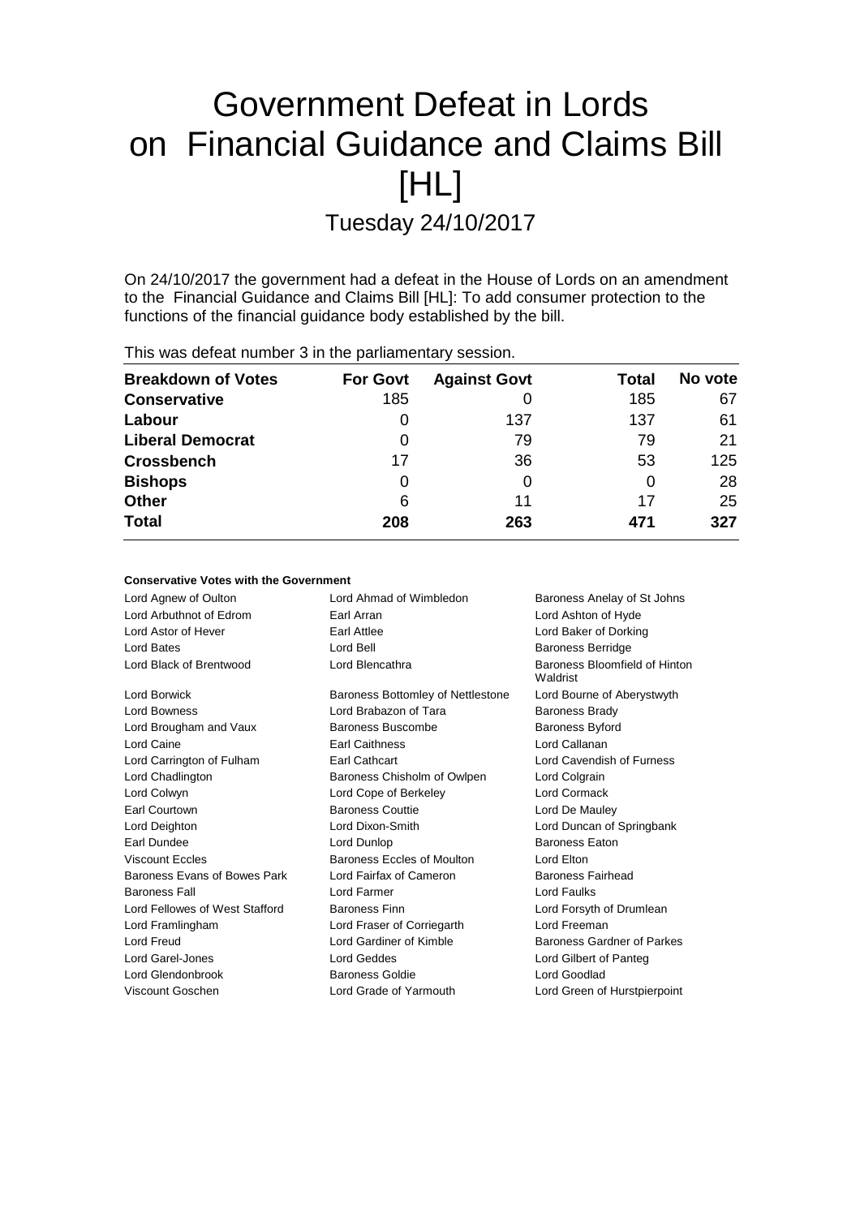# Government Defeat in Lords on Financial Guidance and Claims Bill [HL]

## Tuesday 24/10/2017

On 24/10/2017 the government had a defeat in the House of Lords on an amendment to the Financial Guidance and Claims Bill [HL]: To add consumer protection to the functions of the financial guidance body established by the bill.

This was defeat number 3 in the parliamentary session.

| Breakdown of Votes | For Govt | Against Govt | Total | No vote |
|---|---|---|---|---|
| **Conservative** | 185 | 0 | 185 | 67 |
| **Labour** | 0 | 137 | 137 | 61 |
| **Liberal Democrat** | 0 | 79 | 79 | 21 |
| **Crossbench** | 17 | 36 | 53 | 125 |
| **Bishops** | 0 | 0 | 0 | 28 |
| **Other** | 6 | 11 | 17 | 25 |
| **Total** | **208** | **263** | **471** | **327** |

**Conservative Votes with the Government**

Lord Agnew of Oulton
Lord Ahmad of Wimbledon
Baroness Anelay of St Johns
Lord Arbuthnot of Edrom
Earl Arran
Lord Ashton of Hyde
Lord Astor of Hever
Earl Attlee
Lord Baker of Dorking
Lord Bates
Lord Bell
Baroness Berridge
Lord Black of Brentwood
Lord Blencathra
Baroness Bloomfield of Hinton Waldrist
Lord Borwick
Baroness Bottomley of Nettlestone
Lord Bourne of Aberystwyth
Lord Bowness
Lord Brabazon of Tara
Baroness Brady
Lord Brougham and Vaux
Baroness Buscombe
Baroness Byford
Lord Caine
Earl Caithness
Lord Callanan
Lord Carrington of Fulham
Earl Cathcart
Lord Cavendish of Furness
Lord Chadlington
Baroness Chisholm of Owlpen
Lord Colgrain
Lord Colwyn
Lord Cope of Berkeley
Lord Cormack
Earl Courtown
Baroness Couttie
Lord De Mauley
Lord Deighton
Lord Dixon-Smith
Lord Duncan of Springbank
Earl Dundee
Lord Dunlop
Baroness Eaton
Viscount Eccles
Baroness Eccles of Moulton
Lord Elton
Baroness Evans of Bowes Park
Lord Fairfax of Cameron
Baroness Fairhead
Baroness Fall
Lord Farmer
Lord Faulks
Lord Fellowes of West Stafford
Baroness Finn
Lord Forsyth of Drumlean
Lord Framlingham
Lord Fraser of Corriegarth
Lord Freeman
Lord Freud
Lord Gardiner of Kimble
Baroness Gardner of Parkes
Lord Garel-Jones
Lord Geddes
Lord Gilbert of Panteg
Lord Glendonbrook
Baroness Goldie
Lord Goodlad
Viscount Goschen
Lord Grade of Yarmouth
Lord Green of Hurstpierpoint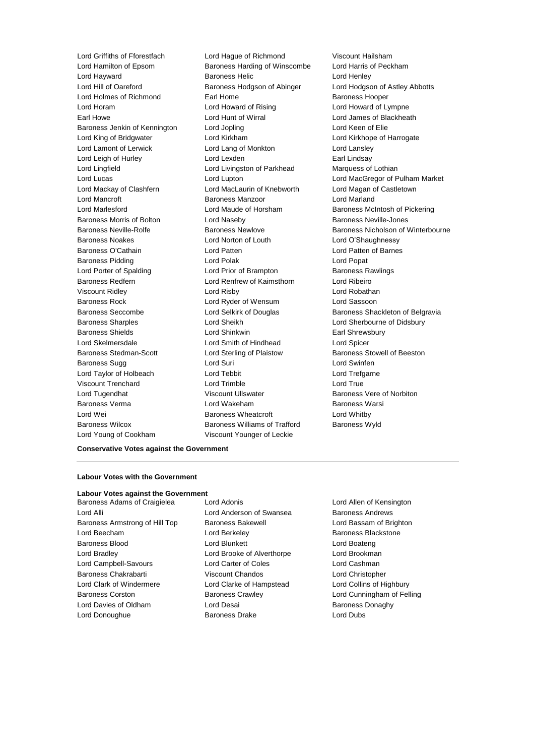Lord Griffiths of Fforestfach
Lord Hague of Richmond
Viscount Hailsham
Lord Hamilton of Epsom
Baroness Harding of Winscombe
Lord Harris of Peckham
Lord Hayward
Baroness Helic
Lord Henley
Lord Hill of Oareford
Baroness Hodgson of Abinger
Lord Hodgson of Astley Abbotts
Lord Holmes of Richmond
Earl Home
Baroness Hooper
Lord Horam
Lord Howard of Rising
Lord Howard of Lympne
Earl Howe
Lord Hunt of Wirral
Lord James of Blackheath
Baroness Jenkin of Kennington
Lord Jopling
Lord Keen of Elie
Lord King of Bridgwater
Lord Kirkham
Lord Kirkhope of Harrogate
Lord Lamont of Lerwick
Lord Lang of Monkton
Lord Lansley
Lord Leigh of Hurley
Lord Lexden
Earl Lindsay
Lord Lingfield
Lord Livingston of Parkhead
Marquess of Lothian
Lord Lucas
Lord Lupton
Lord MacGregor of Pulham Market
Lord Mackay of Clashfern
Lord MacLaurin of Knebworth
Lord Magan of Castletown
Lord Mancroft
Baroness Manzoor
Lord Marland
Lord Marlesford
Lord Maude of Horsham
Baroness McIntosh of Pickering
Baroness Morris of Bolton
Lord Naseby
Baroness Neville-Jones
Baroness Neville-Rolfe
Baroness Newlove
Baroness Nicholson of Winterbourne
Baroness Noakes
Lord Norton of Louth
Lord O'Shaughnessy
Baroness O'Cathain
Lord Patten
Lord Patten of Barnes
Baroness Pidding
Lord Polak
Lord Popat
Lord Porter of Spalding
Lord Prior of Brampton
Baroness Rawlings
Baroness Redfern
Lord Renfrew of Kaimsthorn
Lord Ribeiro
Viscount Ridley
Lord Risby
Lord Robathan
Baroness Rock
Lord Ryder of Wensum
Lord Sassoon
Baroness Seccombe
Lord Selkirk of Douglas
Baroness Shackleton of Belgravia
Baroness Sharples
Lord Sheikh
Lord Sherbourne of Didsbury
Baroness Shields
Lord Shinkwin
Earl Shrewsbury
Lord Skelmersdale
Lord Smith of Hindhead
Lord Spicer
Baroness Stedman-Scott
Lord Sterling of Plaistow
Baroness Stowell of Beeston
Baroness Sugg
Lord Suri
Lord Swinfen
Lord Taylor of Holbeach
Lord Tebbit
Lord Trefgarne
Viscount Trenchard
Lord Trimble
Lord True
Lord Tugendhat
Viscount Ullswater
Baroness Vere of Norbiton
Baroness Verma
Lord Wakeham
Baroness Warsi
Lord Wei
Baroness Wheatcroft
Lord Whitby
Baroness Wilcox
Baroness Williams of Trafford
Baroness Wyld
Lord Young of Cookham
Viscount Younger of Leckie

**Conservative Votes against the Government**

---

**Labour Votes with the Government**

**Labour Votes against the Government**

Baroness Adams of Craigielea
Lord Adonis
Lord Allen of Kensington
Lord Alli
Lord Anderson of Swansea
Baroness Andrews
Baroness Armstrong of Hill Top
Baroness Bakewell
Lord Bassam of Brighton
Lord Beecham
Lord Berkeley
Baroness Blackstone
Baroness Blood
Lord Blunkett
Lord Boateng
Lord Bradley
Lord Brooke of Alverthorpe
Lord Brookman
Lord Campbell-Savours
Lord Carter of Coles
Lord Cashman
Baroness Chakrabarti
Viscount Chandos
Lord Christopher
Lord Clark of Windermere
Lord Clarke of Hampstead
Lord Collins of Highbury
Baroness Corston
Baroness Crawley
Lord Cunningham of Felling
Lord Davies of Oldham
Lord Desai
Baroness Donaghy
Lord Donoughue
Baroness Drake
Lord Dubs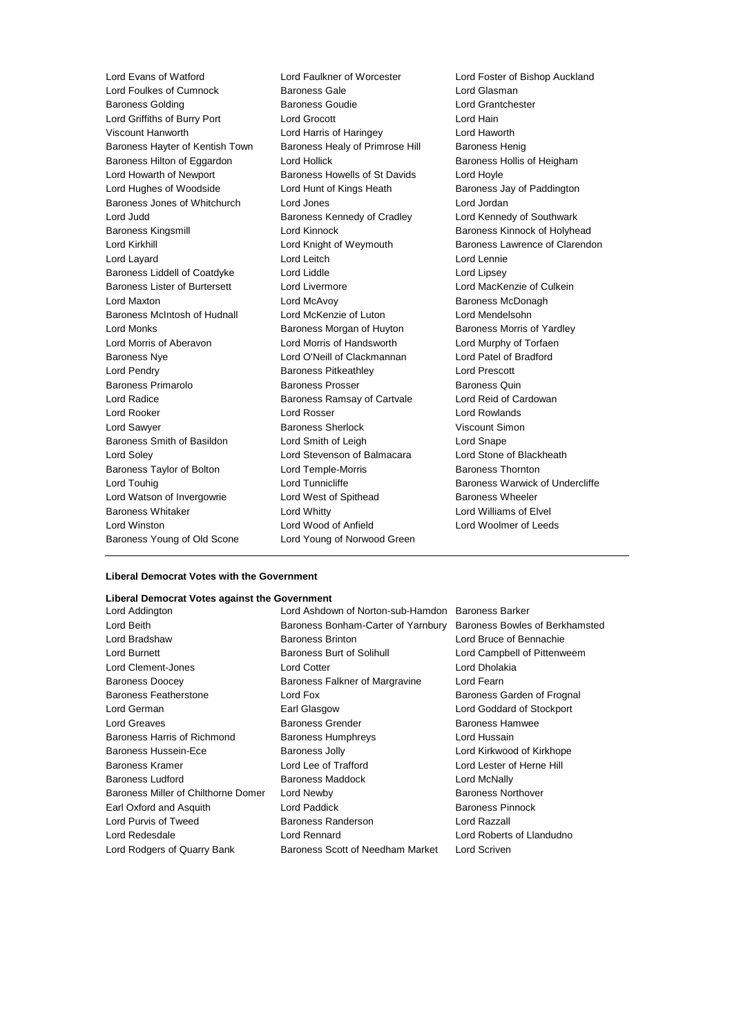Lord Evans of Watford
Lord Faulkner of Worcester
Lord Foster of Bishop Auckland
Lord Foulkes of Cumnock
Baroness Gale
Lord Glasman
Baroness Golding
Baroness Goudie
Lord Grantchester
Lord Griffiths of Burry Port
Lord Grocott
Lord Hain
Viscount Hanworth
Lord Harris of Haringey
Lord Haworth
Baroness Hayter of Kentish Town
Baroness Healy of Primrose Hill
Baroness Henig
Baroness Hilton of Eggardon
Lord Hollick
Baroness Hollis of Heigham
Lord Howarth of Newport
Baroness Howells of St Davids
Lord Hoyle
Lord Hughes of Woodside
Lord Hunt of Kings Heath
Baroness Jay of Paddington
Baroness Jones of Whitchurch
Lord Jones
Lord Jordan
Lord Judd
Baroness Kennedy of Cradley
Lord Kennedy of Southwark
Baroness Kingsmill
Lord Kinnock
Baroness Kinnock of Holyhead
Lord Kirkhill
Lord Knight of Weymouth
Baroness Lawrence of Clarendon
Lord Layard
Lord Leitch
Lord Lennie
Baroness Liddell of Coatdyke
Lord Liddle
Lord Lipsey
Baroness Lister of Burtersett
Lord Livermore
Lord MacKenzie of Culkein
Lord Maxton
Lord McAvoy
Baroness McDonagh
Baroness McIntosh of Hudnall
Lord McKenzie of Luton
Lord Mendelsohn
Lord Monks
Baroness Morgan of Huyton
Baroness Morris of Yardley
Lord Morris of Aberavon
Lord Morris of Handsworth
Lord Murphy of Torfaen
Baroness Nye
Lord O'Neill of Clackmannan
Lord Patel of Bradford
Lord Pendry
Baroness Pitkeathley
Lord Prescott
Baroness Primarolo
Baroness Prosser
Baroness Quin
Lord Radice
Baroness Ramsay of Cartvale
Lord Reid of Cardowan
Lord Rooker
Lord Rosser
Lord Rowlands
Lord Sawyer
Baroness Sherlock
Viscount Simon
Baroness Smith of Basildon
Lord Smith of Leigh
Lord Snape
Lord Soley
Lord Stevenson of Balmacara
Lord Stone of Blackheath
Baroness Taylor of Bolton
Lord Temple-Morris
Baroness Thornton
Lord Touhig
Lord Tunnicliffe
Baroness Warwick of Undercliffe
Lord Watson of Invergowrie
Lord West of Spithead
Baroness Wheeler
Baroness Whitaker
Lord Whitty
Lord Williams of Elvel
Lord Winston
Lord Wood of Anfield
Lord Woolmer of Leeds
Baroness Young of Old Scone
Lord Young of Norwood Green

---

**Liberal Democrat Votes with the Government**

**Liberal Democrat Votes against the Government**

Lord Addington
Lord Ashdown of Norton-sub-Hamdon
Baroness Barker
Lord Beith
Baroness Bonham-Carter of Yarnbury
Baroness Bowles of Berkhamsted
Lord Bradshaw
Baroness Brinton
Lord Bruce of Bennachie
Lord Burnett
Baroness Burt of Solihull
Lord Campbell of Pittenweem
Lord Clement-Jones
Lord Cotter
Lord Dholakia
Baroness Doocey
Baroness Falkner of Margravine
Lord Fearn
Baroness Featherstone
Lord Fox
Baroness Garden of Frognal
Lord German
Earl Glasgow
Lord Goddard of Stockport
Lord Greaves
Baroness Grender
Baroness Hamwee
Baroness Harris of Richmond
Baroness Humphreys
Lord Hussain
Baroness Hussein-Ece
Baroness Jolly
Lord Kirkwood of Kirkhope
Baroness Kramer
Lord Lee of Trafford
Lord Lester of Herne Hill
Baroness Ludford
Baroness Maddock
Lord McNally
Baroness Miller of Chilthorne Domer
Lord Newby
Baroness Northover
Earl Oxford and Asquith
Lord Paddick
Baroness Pinnock
Lord Purvis of Tweed
Baroness Randerson
Lord Razzall
Lord Redesdale
Lord Rennard
Lord Roberts of Llandudno
Lord Rodgers of Quarry Bank
Baroness Scott of Needham Market
Lord Scriven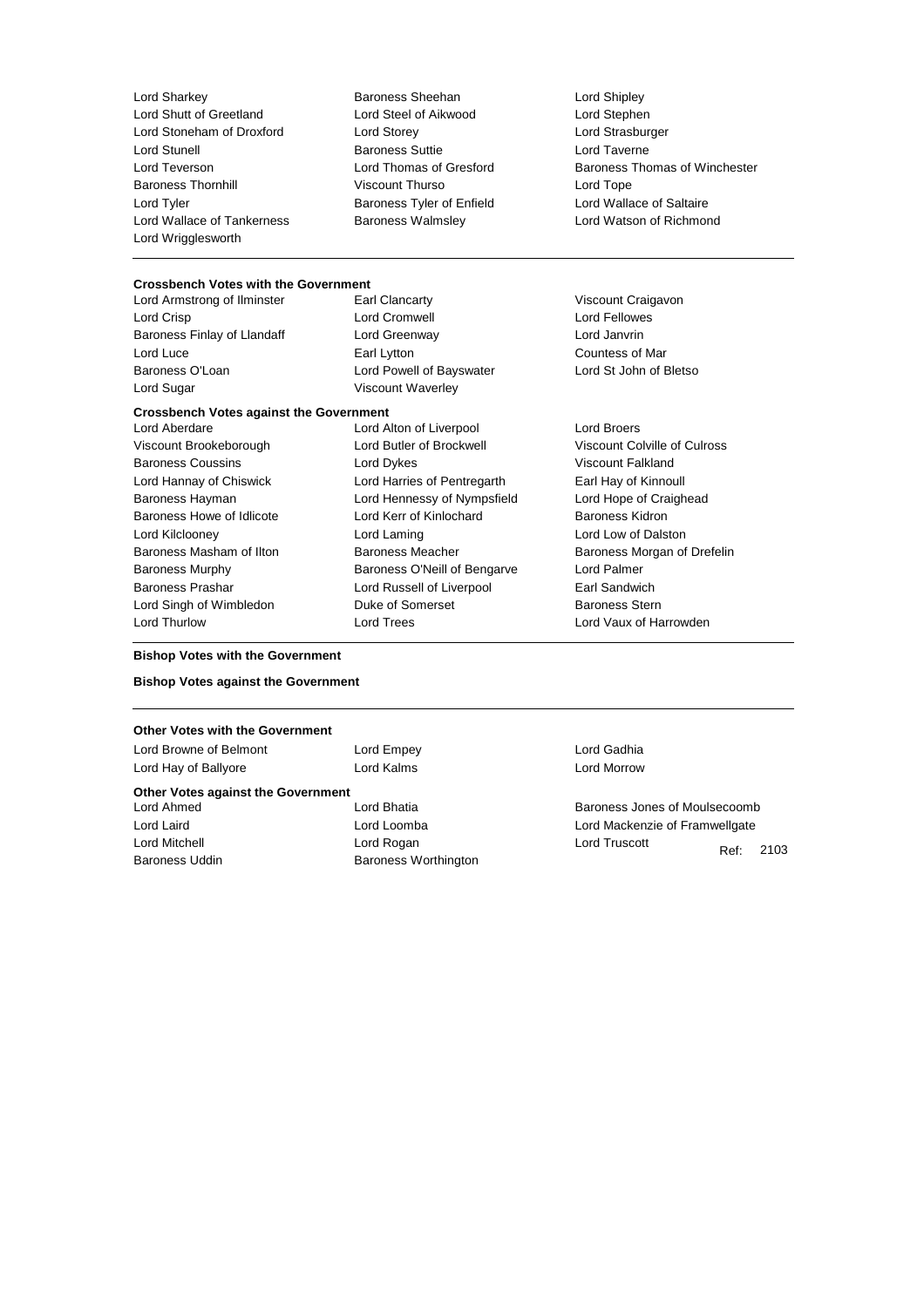Lord Sharkey
Baroness Sheehan
Lord Shipley
Lord Shutt of Greetland
Lord Steel of Aikwood
Lord Stephen
Lord Stoneham of Droxford
Lord Storey
Lord Strasburger
Lord Stunell
Baroness Suttie
Lord Taverne
Lord Teverson
Lord Thomas of Gresford
Baroness Thomas of Winchester
Baroness Thornhill
Viscount Thurso
Lord Tope
Lord Tyler
Baroness Tyler of Enfield
Lord Wallace of Saltaire
Lord Wallace of Tankerness
Baroness Walmsley
Lord Watson of Richmond
Lord Wrigglesworth

---

**Crossbench Votes with the Government**

Lord Armstrong of Ilminster
Earl Clancarty
Viscount Craigavon
Lord Crisp
Lord Cromwell
Lord Fellowes
Baroness Finlay of Llandaff
Lord Greenway
Lord Janvrin
Lord Luce
Earl Lytton
Countess of Mar
Baroness O'Loan
Lord Powell of Bayswater
Lord St John of Bletso
Lord Sugar
Viscount Waverley

**Crossbench Votes against the Government**

Lord Aberdare
Lord Alton of Liverpool
Lord Broers
Viscount Brookeborough
Lord Butler of Brockwell
Viscount Colville of Culross
Baroness Coussins
Lord Dykes
Viscount Falkland
Lord Hannay of Chiswick
Lord Harries of Pentregarth
Earl Hay of Kinnoull
Baroness Hayman
Lord Hennessy of Nympsfield
Lord Hope of Craighead
Baroness Howe of Idlicote
Lord Kerr of Kinlochard
Baroness Kidron
Lord Kilclooney
Lord Laming
Lord Low of Dalston
Baroness Masham of Ilton
Baroness Meacher
Baroness Morgan of Drefelin
Baroness Murphy
Baroness O'Neill of Bengarve
Lord Palmer
Baroness Prashar
Lord Russell of Liverpool
Earl Sandwich
Lord Singh of Wimbledon
Duke of Somerset
Baroness Stern
Lord Thurlow
Lord Trees
Lord Vaux of Harrowden

---

**Bishop Votes with the Government**

**Bishop Votes against the Government**

---

**Other Votes with the Government**

Lord Browne of Belmont
Lord Empey
Lord Gadhia
Lord Hay of Ballyore
Lord Kalms
Lord Morrow

**Other Votes against the Government**

Lord Ahmed
Lord Bhatia
Baroness Jones of Moulsecoomb
Lord Laird
Lord Loomba
Lord Mackenzie of Framwellgate
Lord Mitchell
Lord Rogan
Lord Truscott
Baroness Uddin
Baroness Worthington

Ref: 2103